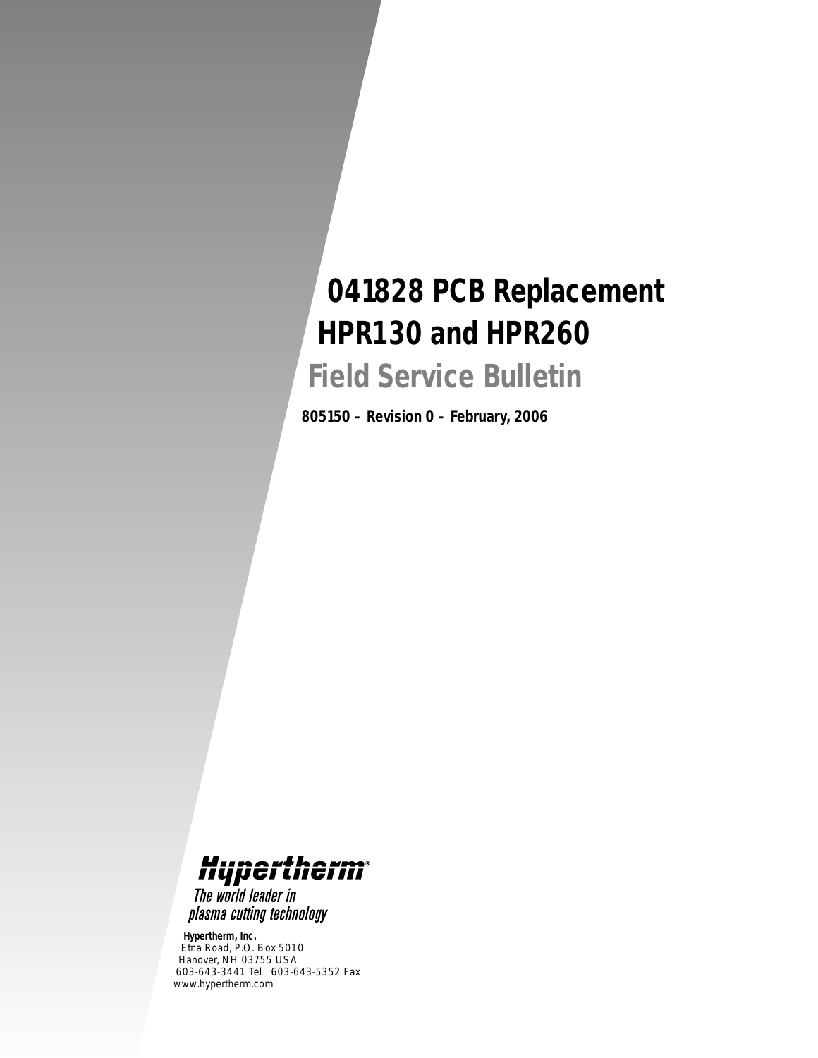# 041828 PCB Replacement
# HPR130 and HPR260

## Field Service Bulletin

**805150 – Revision 0 – February, 2006**

Hypertherm

*The world leader in plasma cutting technology*

**Hypertherm, Inc.**
Etna Road, P.O. Box 5010
Hanover, NH 03755 USA
603-643-3441 Tel 603-643-5352 Fax
www.hypertherm.com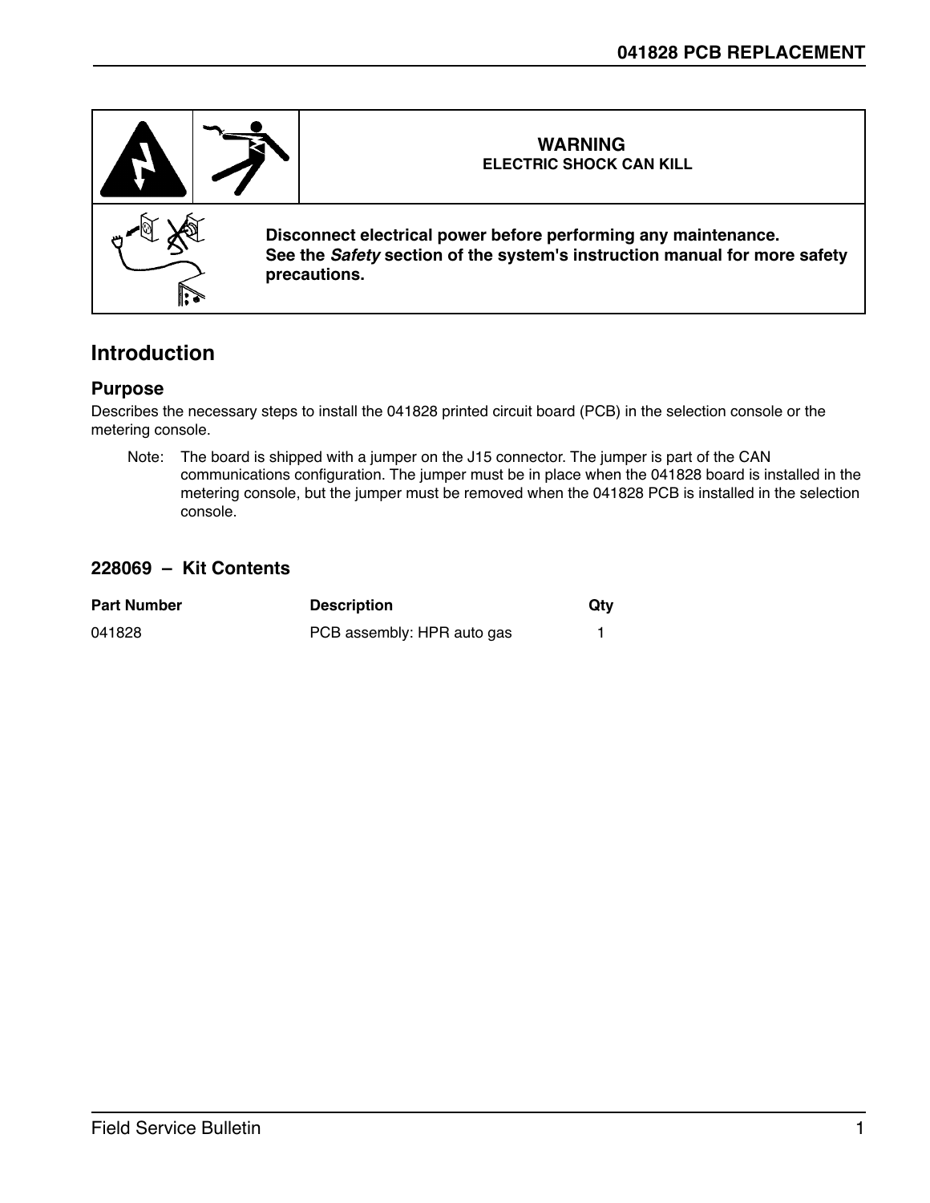| | | WARNING<br>ELECTRIC SHOCK CAN KILL |
|---|---|---|
| | | **Disconnect electrical power before performing any maintenance.**<br>**See the *Safety* section of the system's instruction manual for more safety precautions.** |

## Introduction

### Purpose

Describes the necessary steps to install the 041828 printed circuit board (PCB) in the selection console or the metering console.

Note: The board is shipped with a jumper on the J15 connector. The jumper is part of the CAN communications configuration. The jumper must be in place when the 041828 board is installed in the metering console, but the jumper must be removed when the 041828 PCB is installed in the selection console.

### 228069 – Kit Contents

| Part Number | Description | Qty |
|---|---|---|
| 041828 | PCB assembly: HPR auto gas | 1 |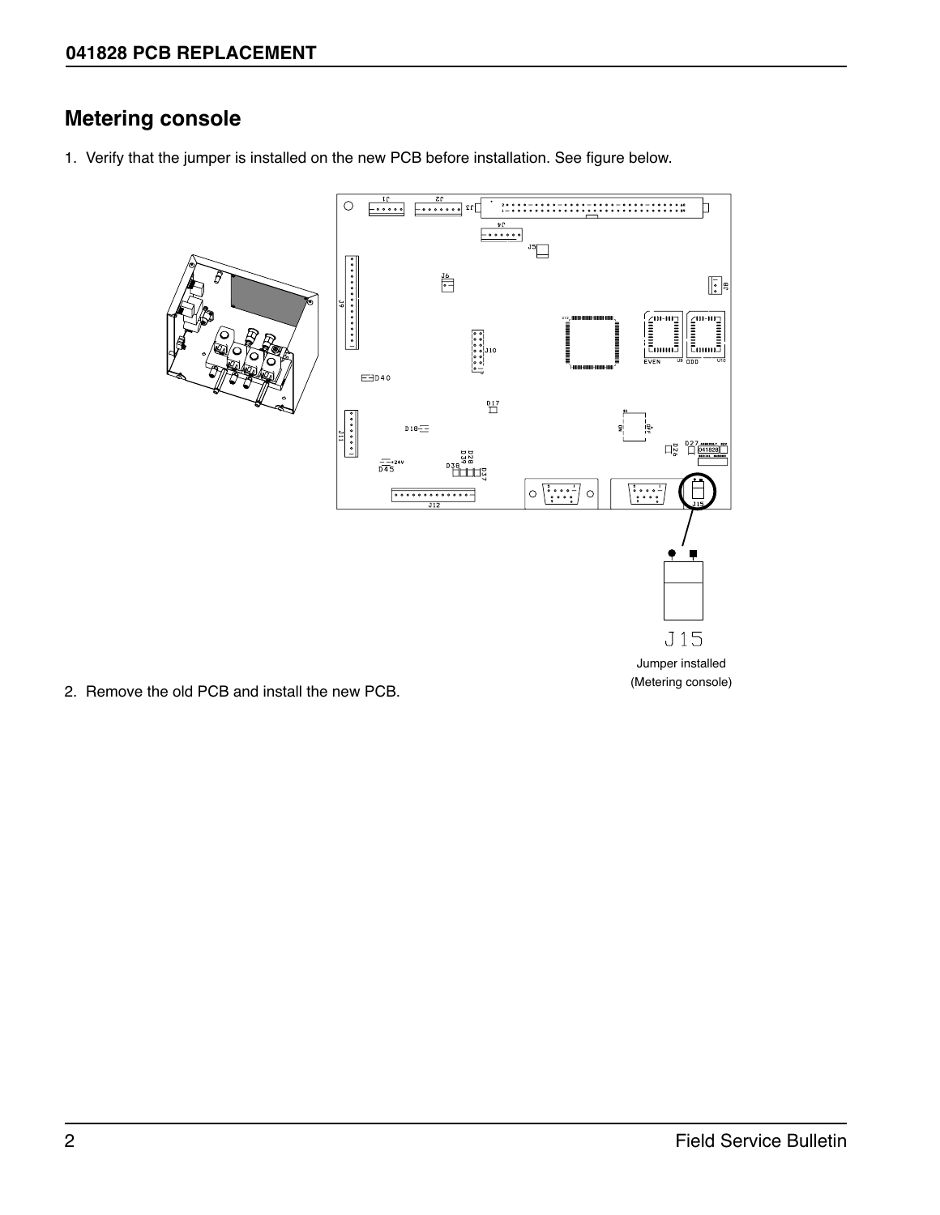## Metering console

1. Verify that the jumper is installed on the new PCB before installation. See figure below.

J15

Jumper installed
(Metering console)

2. Remove the old PCB and install the new PCB.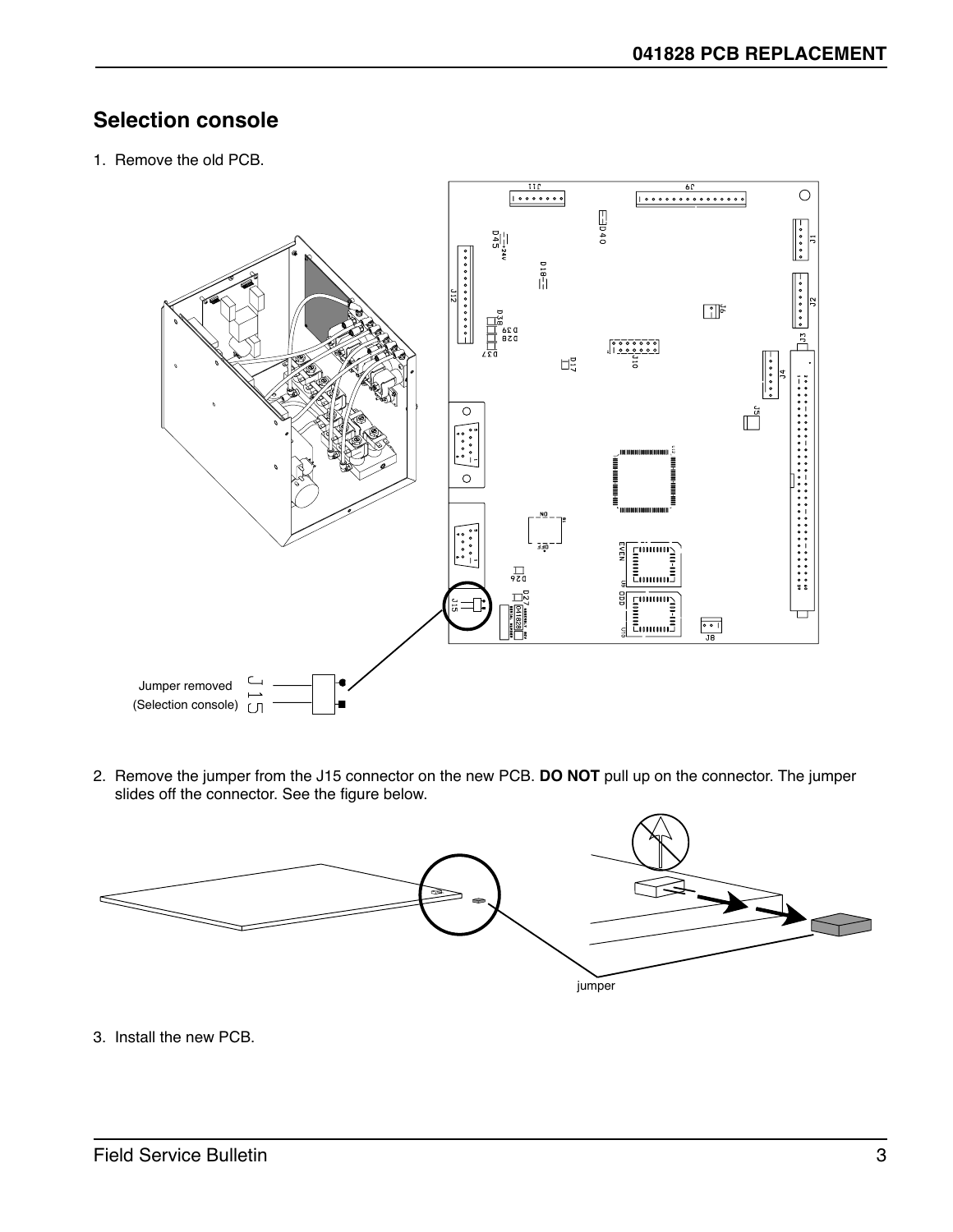## Selection console

1. Remove the old PCB.

Jumper removed (Selection console)

2. Remove the jumper from the J15 connector on the new PCB. **DO NOT** pull up on the connector. The jumper slides off the connector. See the figure below.

jumper

3. Install the new PCB.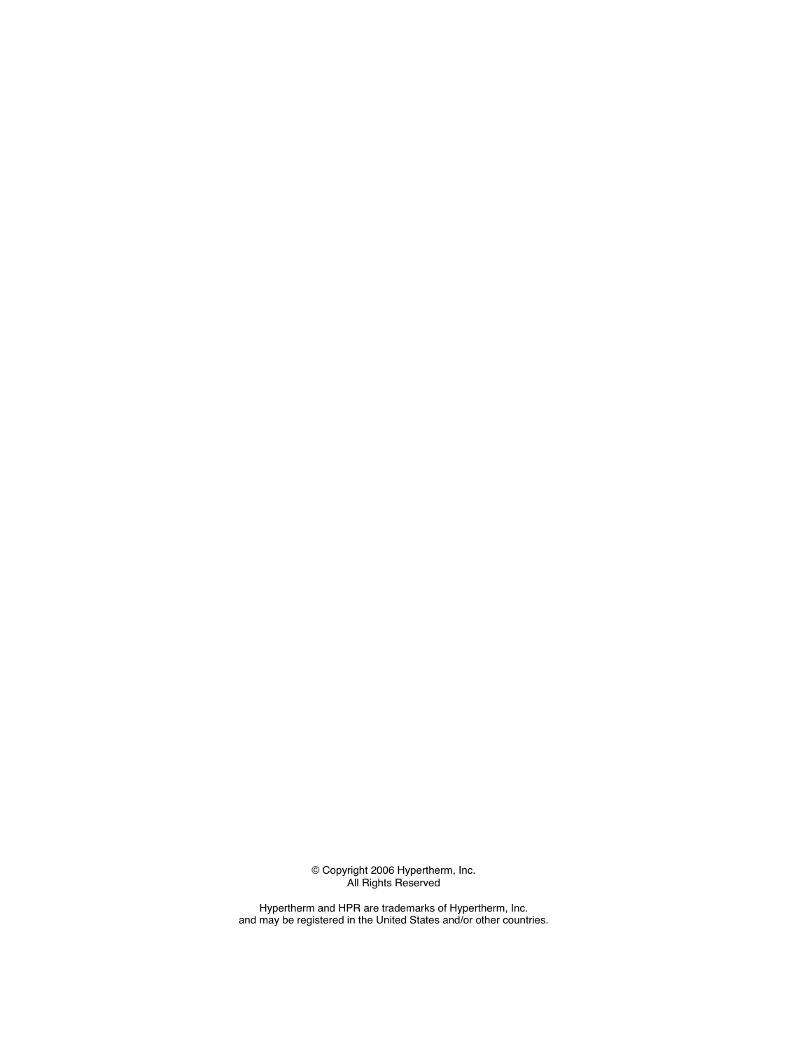© Copyright 2006 Hypertherm, Inc.
All Rights Reserved

Hypertherm and HPR are trademarks of Hypertherm, Inc.
and may be registered in the United States and/or other countries.